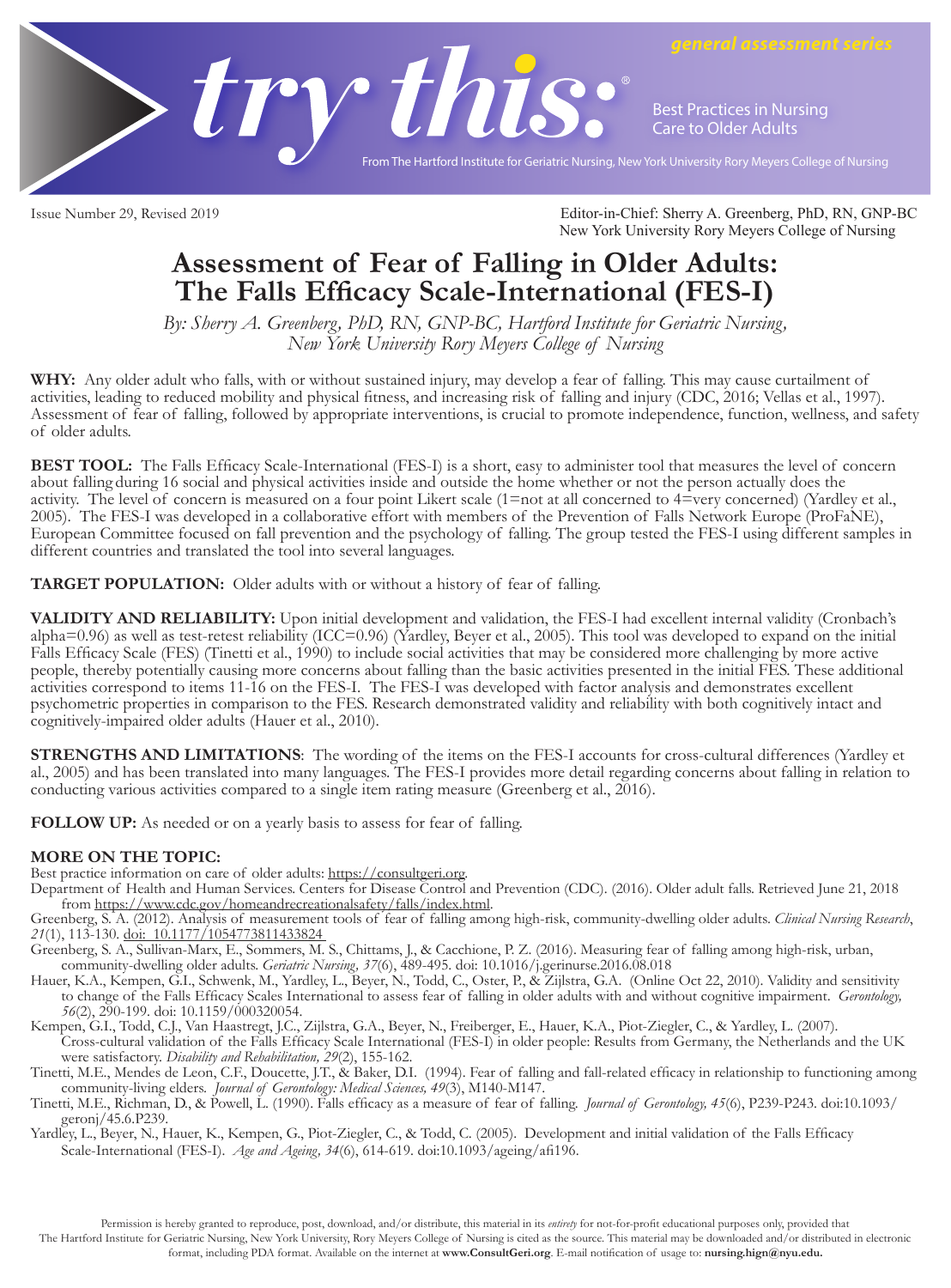general assessment series

# try this:®

Best Practices in Nursing Care to Older Adults

From The Hartford Institute for Geriatric Nursing, New York University Rory Meyers College of Nursing

Issue Number 29, Revised 2019

Editor-in-Chief: Sherry A. Greenberg, PhD, RN, GNP-BC
New York University Rory Meyers College of Nursing

# Assessment of Fear of Falling in Older Adults: The Falls Efficacy Scale-International (FES-I)

*By: Sherry A. Greenberg, PhD, RN, GNP-BC, Hartford Institute for Geriatric Nursing, New York University Rory Meyers College of Nursing*

**WHY:** Any older adult who falls, with or without sustained injury, may develop a fear of falling. This may cause curtailment of activities, leading to reduced mobility and physical fitness, and increasing risk of falling and injury (CDC, 2016; Vellas et al., 1997). Assessment of fear of falling, followed by appropriate interventions, is crucial to promote independence, function, wellness, and safety of older adults.

**BEST TOOL:** The Falls Efficacy Scale-International (FES-I) is a short, easy to administer tool that measures the level of concern about falling during 16 social and physical activities inside and outside the home whether or not the person actually does the activity. The level of concern is measured on a four point Likert scale (1=not at all concerned to 4=very concerned) (Yardley et al., 2005). The FES-I was developed in a collaborative effort with members of the Prevention of Falls Network Europe (ProFaNE), European Committee focused on fall prevention and the psychology of falling. The group tested the FES-I using different samples in different countries and translated the tool into several languages.

**TARGET POPULATION:** Older adults with or without a history of fear of falling.

**VALIDITY AND RELIABILITY:** Upon initial development and validation, the FES-I had excellent internal validity (Cronbach's alpha=0.96) as well as test-retest reliability (ICC=0.96) (Yardley, Beyer et al., 2005). This tool was developed to expand on the initial Falls Efficacy Scale (FES) (Tinetti et al., 1990) to include social activities that may be considered more challenging by more active people, thereby potentially causing more concerns about falling than the basic activities presented in the initial FES. These additional activities correspond to items 11-16 on the FES-I. The FES-I was developed with factor analysis and demonstrates excellent psychometric properties in comparison to the FES. Research demonstrated validity and reliability with both cognitively intact and cognitively-impaired older adults (Hauer et al., 2010).

**STRENGTHS AND LIMITATIONS**: The wording of the items on the FES-I accounts for cross-cultural differences (Yardley et al., 2005) and has been translated into many languages. The FES-I provides more detail regarding concerns about falling in relation to conducting various activities compared to a single item rating measure (Greenberg et al., 2016).

**FOLLOW UP:** As needed or on a yearly basis to assess for fear of falling.

**MORE ON THE TOPIC:**

Best practice information on care of older adults: https://consultgeri.org.

Department of Health and Human Services. Centers for Disease Control and Prevention (CDC). (2016). Older adult falls. Retrieved June 21, 2018 from https://www.cdc.gov/homeandrecreationalsafety/falls/index.html.

Greenberg, S. A. (2012). Analysis of measurement tools of fear of falling among high-risk, community-dwelling older adults. *Clinical Nursing Research*, *21*(1), 113-130. doi: 10.1177/1054773811433824

Greenberg, S. A., Sullivan-Marx, E., Sommers, M. S., Chittams, J., & Cacchione, P. Z. (2016). Measuring fear of falling among high-risk, urban, community-dwelling older adults. *Geriatric Nursing, 37*(6), 489-495. doi: 10.1016/j.gerinurse.2016.08.018

Hauer, K.A., Kempen, G.I., Schwenk, M., Yardley, L., Beyer, N., Todd, C., Oster, P., & Zijlstra, G.A. (Online Oct 22, 2010). Validity and sensitivity to change of the Falls Efficacy Scales International to assess fear of falling in older adults with and without cognitive impairment. *Gerontology, 56*(2), 290-199. doi: 10.1159/000320054.

Kempen, G.I., Todd, C.J., Van Haastregt, J.C., Zijlstra, G.A., Beyer, N., Freiberger, E., Hauer, K.A., Piot-Ziegler, C., & Yardley, L. (2007). Cross-cultural validation of the Falls Efficacy Scale International (FES-I) in older people: Results from Germany, the Netherlands and the UK were satisfactory. *Disability and Rehabilitation, 29*(2), 155-162.

Tinetti, M.E., Mendes de Leon, C.F., Doucette, J.T., & Baker, D.I. (1994). Fear of falling and fall-related efficacy in relationship to functioning among community-living elders. *Journal of Gerontology: Medical Sciences, 49*(3), M140-M147.

Tinetti, M.E., Richman, D., & Powell, L. (1990). Falls efficacy as a measure of fear of falling. *Journal of Gerontology, 45*(6), P239-P243. doi:10.1093/geronj/45.6.P239.

Yardley, L., Beyer, N., Hauer, K., Kempen, G., Piot-Ziegler, C., & Todd, C. (2005). Development and initial validation of the Falls Efficacy Scale-International (FES-I). *Age and Ageing, 34*(6), 614-619. doi:10.1093/ageing/afi196.

Permission is hereby granted to reproduce, post, download, and/or distribute, this material in its *entirety* for not-for-profit educational purposes only, provided that The Hartford Institute for Geriatric Nursing, New York University, Rory Meyers College of Nursing is cited as the source. This material may be downloaded and/or distributed in electronic format, including PDA format. Available on the internet at **www.ConsultGeri.org**. E-mail notification of usage to: **nursing.hign@nyu.edu.**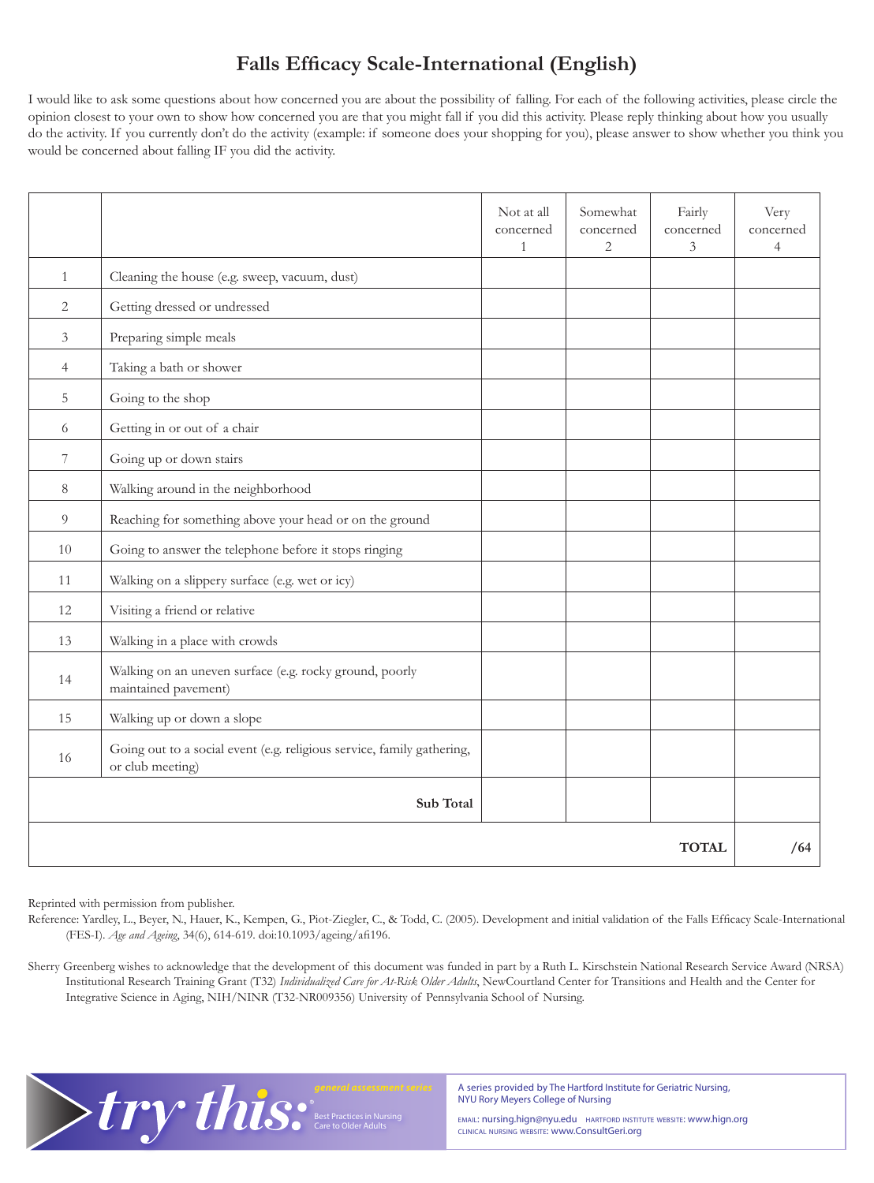# Falls Efficacy Scale-International (English)

I would like to ask some questions about how concerned you are about the possibility of falling. For each of the following activities, please circle the opinion closest to your own to show how concerned you are that you might fall if you did this activity. Please reply thinking about how you usually do the activity. If you currently don't do the activity (example: if someone does your shopping for you), please answer to show whether you think you would be concerned about falling IF you did the activity.

| | | Not at all concerned 1 | Somewhat concerned 2 | Fairly concerned 3 | Very concerned 4 |
|---|---|---|---|---|---|
| 1 | Cleaning the house (e.g. sweep, vacuum, dust) | | | | |
| 2 | Getting dressed or undressed | | | | |
| 3 | Preparing simple meals | | | | |
| 4 | Taking a bath or shower | | | | |
| 5 | Going to the shop | | | | |
| 6 | Getting in or out of a chair | | | | |
| 7 | Going up or down stairs | | | | |
| 8 | Walking around in the neighborhood | | | | |
| 9 | Reaching for something above your head or on the ground | | | | |
| 10 | Going to answer the telephone before it stops ringing | | | | |
| 11 | Walking on a slippery surface (e.g. wet or icy) | | | | |
| 12 | Visiting a friend or relative | | | | |
| 13 | Walking in a place with crowds | | | | |
| 14 | Walking on an uneven surface (e.g. rocky ground, poorly maintained pavement) | | | | |
| 15 | Walking up or down a slope | | | | |
| 16 | Going out to a social event (e.g. religious service, family gathering, or club meeting) | | | | |
| | **Sub Total** | | | | |
| | | | | **TOTAL** | **/64** |

Reprinted with permission from publisher.

Reference: Yardley, L., Beyer, N., Hauer, K., Kempen, G., Piot-Ziegler, C., & Todd, C. (2005). Development and initial validation of the Falls Efficacy Scale-International (FES-I). *Age and Ageing*, 34(6), 614-619. doi:10.1093/ageing/afi196.

Sherry Greenberg wishes to acknowledge that the development of this document was funded in part by a Ruth L. Kirschstein National Research Service Award (NRSA) Institutional Research Training Grant (T32) *Individualized Care for At-Risk Older Adults*, NewCourtland Center for Transitions and Health and the Center for Integrative Science in Aging, NIH/NINR (T32-NR009356) University of Pennsylvania School of Nursing.

try this:® general assessment series Best Practices in Nursing Care to Older Adults

A series provided by The Hartford Institute for Geriatric Nursing, NYU Rory Meyers College of Nursing

EMAIL: nursing.hign@nyu.edu HARTFORD INSTITUTE WEBSITE: www.hign.org CLINICAL NURSING WEBSITE: www.ConsultGeri.org